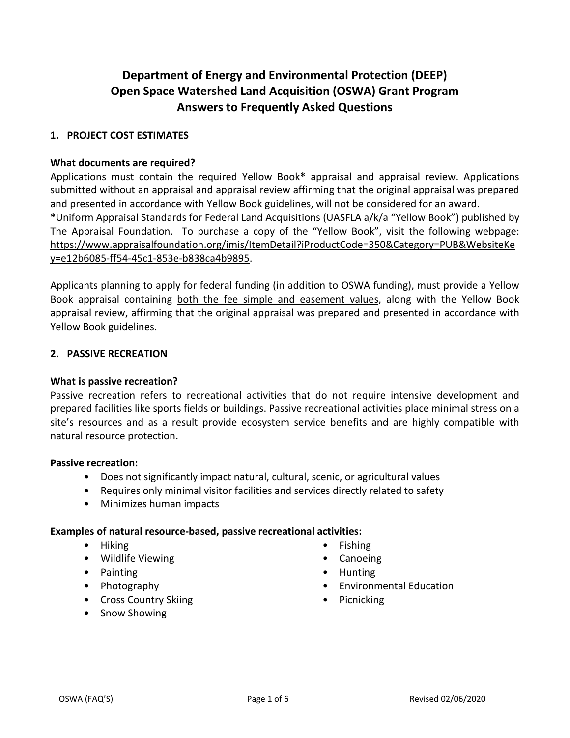# Department of Energy and Environmental Protection (DEEP)
# Open Space Watershed Land Acquisition (OSWA) Grant Program
# Answers to Frequently Asked Questions

## 1. PROJECT COST ESTIMATES

**What documents are required?**

Applications must contain the required Yellow Book**\*** appraisal and appraisal review. Applications submitted without an appraisal and appraisal review affirming that the original appraisal was prepared and presented in accordance with Yellow Book guidelines, will not be considered for an award.

**\***Uniform Appraisal Standards for Federal Land Acquisitions (UASFLA a/k/a "Yellow Book") published by The Appraisal Foundation. To purchase a copy of the "Yellow Book", visit the following webpage: https://www.appraisalfoundation.org/imis/ItemDetail?iProductCode=350&Category=PUB&WebsiteKey=e12b6085-ff54-45c1-853e-b838ca4b9895.

Applicants planning to apply for federal funding (in addition to OSWA funding), must provide a Yellow Book appraisal containing both the fee simple and easement values, along with the Yellow Book appraisal review, affirming that the original appraisal was prepared and presented in accordance with Yellow Book guidelines.

## 2. PASSIVE RECREATION

**What is passive recreation?**

Passive recreation refers to recreational activities that do not require intensive development and prepared facilities like sports fields or buildings. Passive recreational activities place minimal stress on a site's resources and as a result provide ecosystem service benefits and are highly compatible with natural resource protection.

**Passive recreation:**

- Does not significantly impact natural, cultural, scenic, or agricultural values
- Requires only minimal visitor facilities and services directly related to safety
- Minimizes human impacts

**Examples of natural resource-based, passive recreational activities:**

- Hiking
- Wildlife Viewing
- Painting
- Photography
- Cross Country Skiing
- Snow Showing
- Fishing
- Canoeing
- Hunting
- Environmental Education
- Picnicking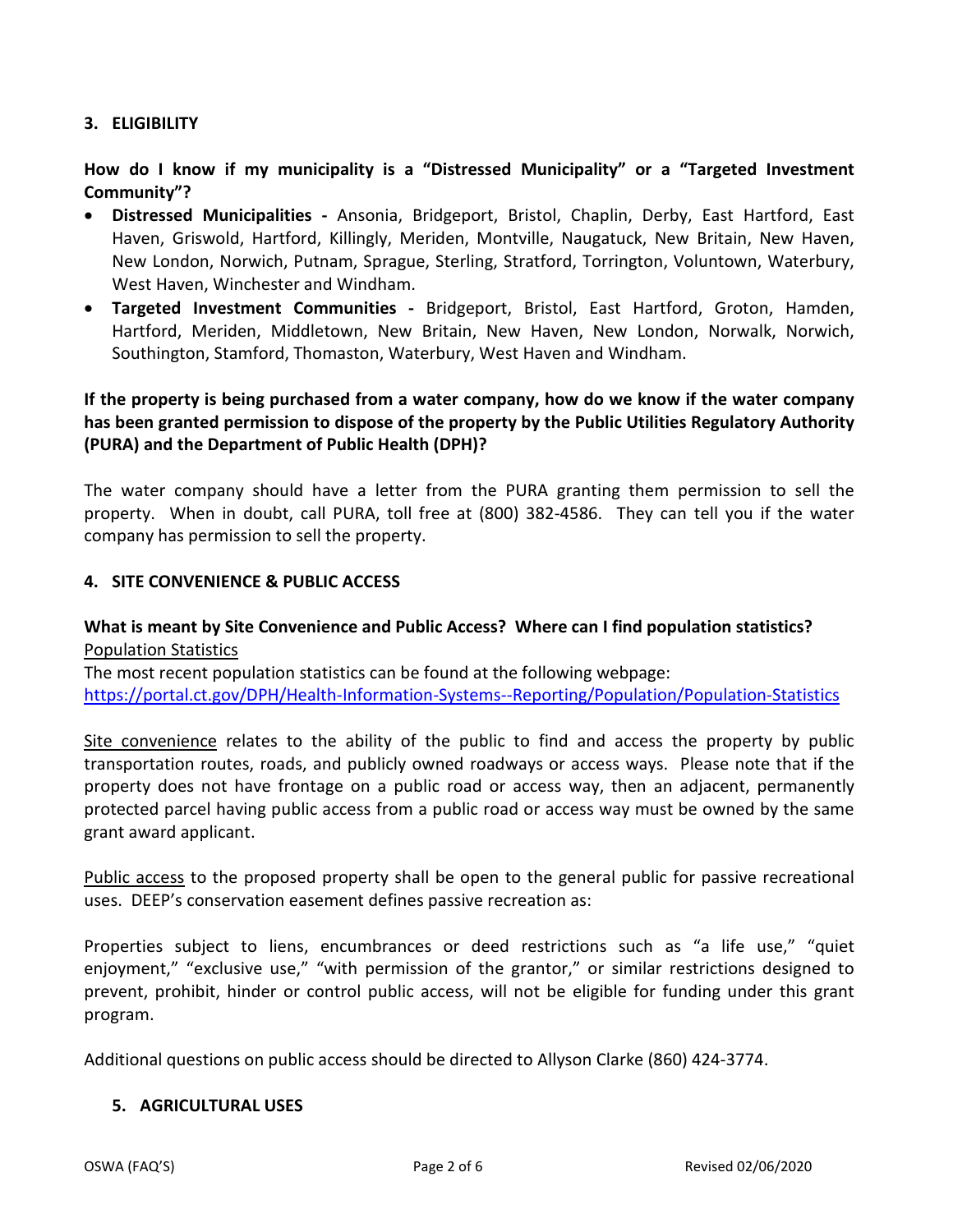## 3. ELIGIBILITY

**How do I know if my municipality is a "Distressed Municipality" or a "Targeted Investment Community"?**

- **Distressed Municipalities -** Ansonia, Bridgeport, Bristol, Chaplin, Derby, East Hartford, East Haven, Griswold, Hartford, Killingly, Meriden, Montville, Naugatuck, New Britain, New Haven, New London, Norwich, Putnam, Sprague, Sterling, Stratford, Torrington, Voluntown, Waterbury, West Haven, Winchester and Windham.
- **Targeted Investment Communities -** Bridgeport, Bristol, East Hartford, Groton, Hamden, Hartford, Meriden, Middletown, New Britain, New Haven, New London, Norwalk, Norwich, Southington, Stamford, Thomaston, Waterbury, West Haven and Windham.

**If the property is being purchased from a water company, how do we know if the water company has been granted permission to dispose of the property by the Public Utilities Regulatory Authority (PURA) and the Department of Public Health (DPH)?**

The water company should have a letter from the PURA granting them permission to sell the property. When in doubt, call PURA, toll free at (800) 382-4586. They can tell you if the water company has permission to sell the property.

## 4. SITE CONVENIENCE & PUBLIC ACCESS

**What is meant by Site Convenience and Public Access? Where can I find population statistics?**

Population Statistics

The most recent population statistics can be found at the following webpage:
https://portal.ct.gov/DPH/Health-Information-Systems--Reporting/Population/Population-Statistics

Site convenience relates to the ability of the public to find and access the property by public transportation routes, roads, and publicly owned roadways or access ways. Please note that if the property does not have frontage on a public road or access way, then an adjacent, permanently protected parcel having public access from a public road or access way must be owned by the same grant award applicant.

Public access to the proposed property shall be open to the general public for passive recreational uses. DEEP's conservation easement defines passive recreation as:

Properties subject to liens, encumbrances or deed restrictions such as "a life use," "quiet enjoyment," "exclusive use," "with permission of the grantor," or similar restrictions designed to prevent, prohibit, hinder or control public access, will not be eligible for funding under this grant program.

Additional questions on public access should be directed to Allyson Clarke (860) 424-3774.

## 5. AGRICULTURAL USES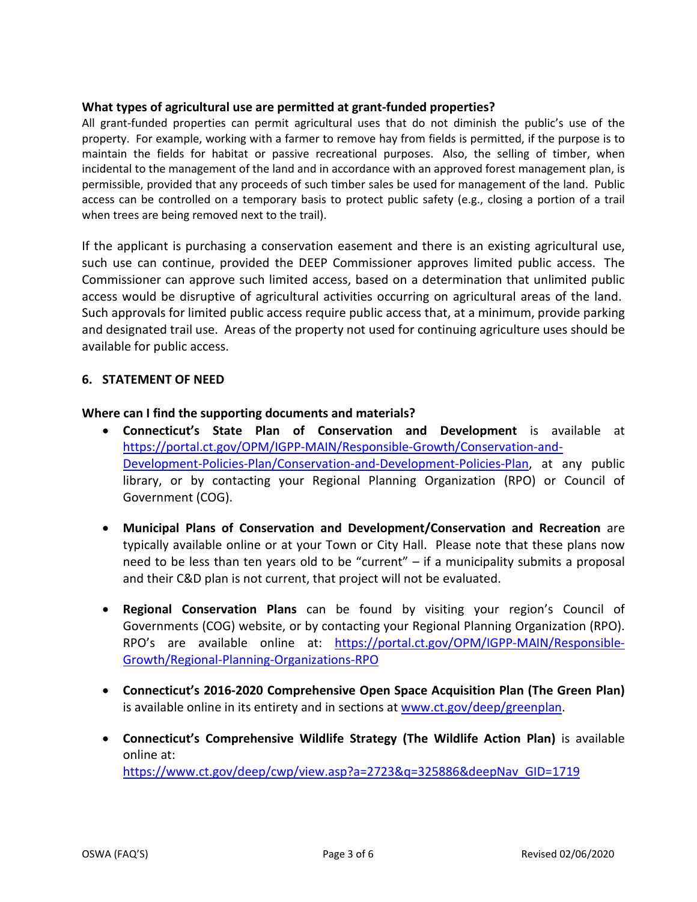### What types of agricultural use are permitted at grant-funded properties?

All grant-funded properties can permit agricultural uses that do not diminish the public's use of the property. For example, working with a farmer to remove hay from fields is permitted, if the purpose is to maintain the fields for habitat or passive recreational purposes. Also, the selling of timber, when incidental to the management of the land and in accordance with an approved forest management plan, is permissible, provided that any proceeds of such timber sales be used for management of the land. Public access can be controlled on a temporary basis to protect public safety (e.g., closing a portion of a trail when trees are being removed next to the trail).

If the applicant is purchasing a conservation easement and there is an existing agricultural use, such use can continue, provided the DEEP Commissioner approves limited public access. The Commissioner can approve such limited access, based on a determination that unlimited public access would be disruptive of agricultural activities occurring on agricultural areas of the land. Such approvals for limited public access require public access that, at a minimum, provide parking and designated trail use. Areas of the property not used for continuing agriculture uses should be available for public access.

## 6. STATEMENT OF NEED

### Where can I find the supporting documents and materials?

- **Connecticut's State Plan of Conservation and Development** is available at https://portal.ct.gov/OPM/IGPP-MAIN/Responsible-Growth/Conservation-and-Development-Policies-Plan/Conservation-and-Development-Policies-Plan, at any public library, or by contacting your Regional Planning Organization (RPO) or Council of Government (COG).

- **Municipal Plans of Conservation and Development/Conservation and Recreation** are typically available online or at your Town or City Hall. Please note that these plans now need to be less than ten years old to be "current" – if a municipality submits a proposal and their C&D plan is not current, that project will not be evaluated.

- **Regional Conservation Plans** can be found by visiting your region's Council of Governments (COG) website, or by contacting your Regional Planning Organization (RPO). RPO's are available online at: https://portal.ct.gov/OPM/IGPP-MAIN/Responsible-Growth/Regional-Planning-Organizations-RPO

- **Connecticut's 2016-2020 Comprehensive Open Space Acquisition Plan (The Green Plan)** is available online in its entirety and in sections at www.ct.gov/deep/greenplan.

- **Connecticut's Comprehensive Wildlife Strategy (The Wildlife Action Plan)** is available online at: https://www.ct.gov/deep/cwp/view.asp?a=2723&q=325886&deepNav_GID=1719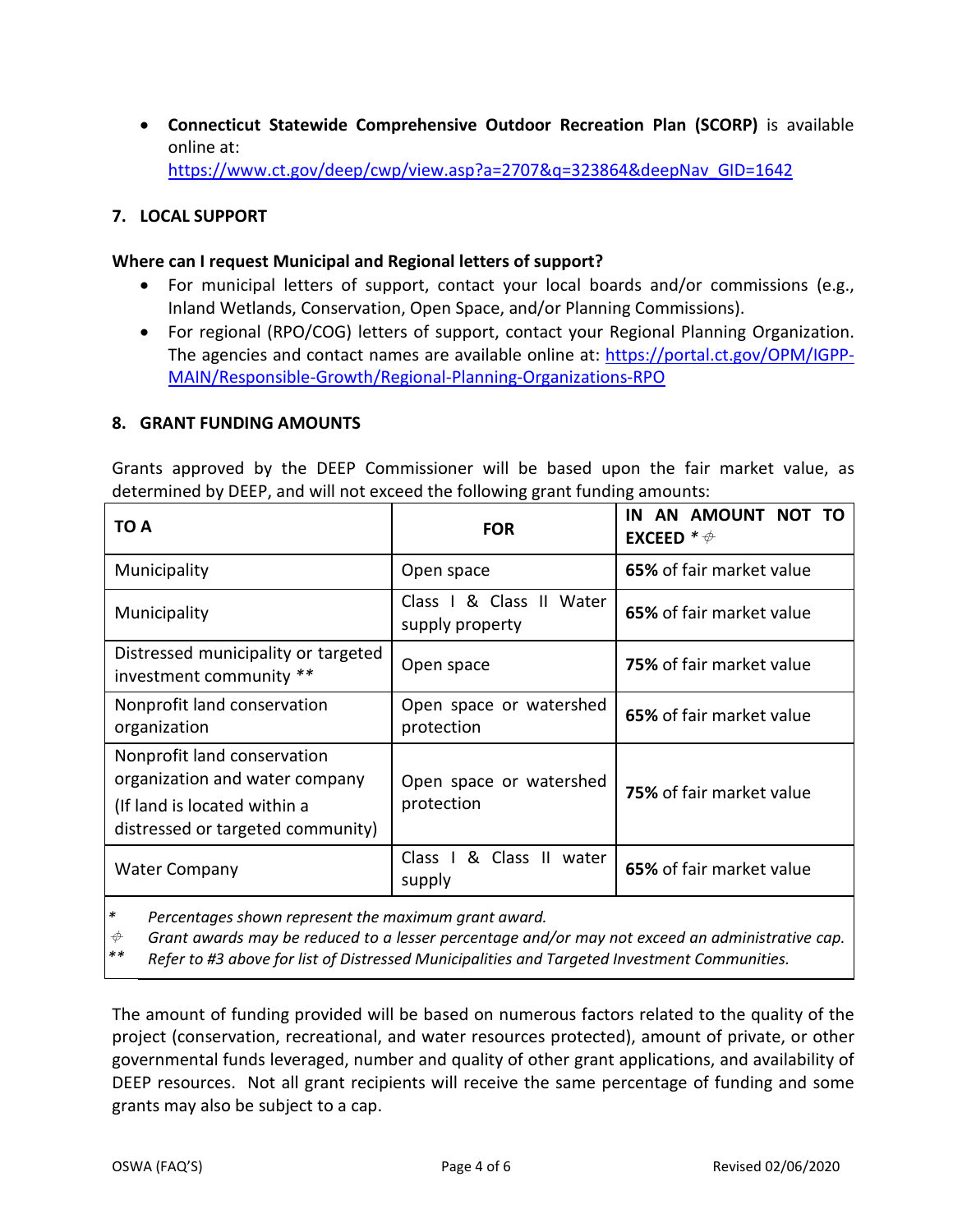- **Connecticut Statewide Comprehensive Outdoor Recreation Plan (SCORP)** is available online at: https://www.ct.gov/deep/cwp/view.asp?a=2707&q=323864&deepNav_GID=1642

## 7. LOCAL SUPPORT

**Where can I request Municipal and Regional letters of support?**

- For municipal letters of support, contact your local boards and/or commissions (e.g., Inland Wetlands, Conservation, Open Space, and/or Planning Commissions).
- For regional (RPO/COG) letters of support, contact your Regional Planning Organization. The agencies and contact names are available online at: https://portal.ct.gov/OPM/IGPP-MAIN/Responsible-Growth/Regional-Planning-Organizations-RPO

## 8. GRANT FUNDING AMOUNTS

Grants approved by the DEEP Commissioner will be based upon the fair market value, as determined by DEEP, and will not exceed the following grant funding amounts:

| TO A | FOR | IN AN AMOUNT NOT TO EXCEED * ⌀ |
|---|---|---|
| Municipality | Open space | **65%** of fair market value |
| Municipality | Class I & Class II Water supply property | **65%** of fair market value |
| Distressed municipality or targeted investment community ** | Open space | **75%** of fair market value |
| Nonprofit land conservation organization | Open space or watershed protection | **65%** of fair market value |
| Nonprofit land conservation organization and water company (If land is located within a distressed or targeted community) | Open space or watershed protection | **75%** of fair market value |
| Water Company | Class I & Class II water supply | **65%** of fair market value |

\* *Percentages shown represent the maximum grant award.*
⌀ *Grant awards may be reduced to a lesser percentage and/or may not exceed an administrative cap.*
** *Refer to #3 above for list of Distressed Municipalities and Targeted Investment Communities.*

The amount of funding provided will be based on numerous factors related to the quality of the project (conservation, recreational, and water resources protected), amount of private, or other governmental funds leveraged, number and quality of other grant applications, and availability of DEEP resources. Not all grant recipients will receive the same percentage of funding and some grants may also be subject to a cap.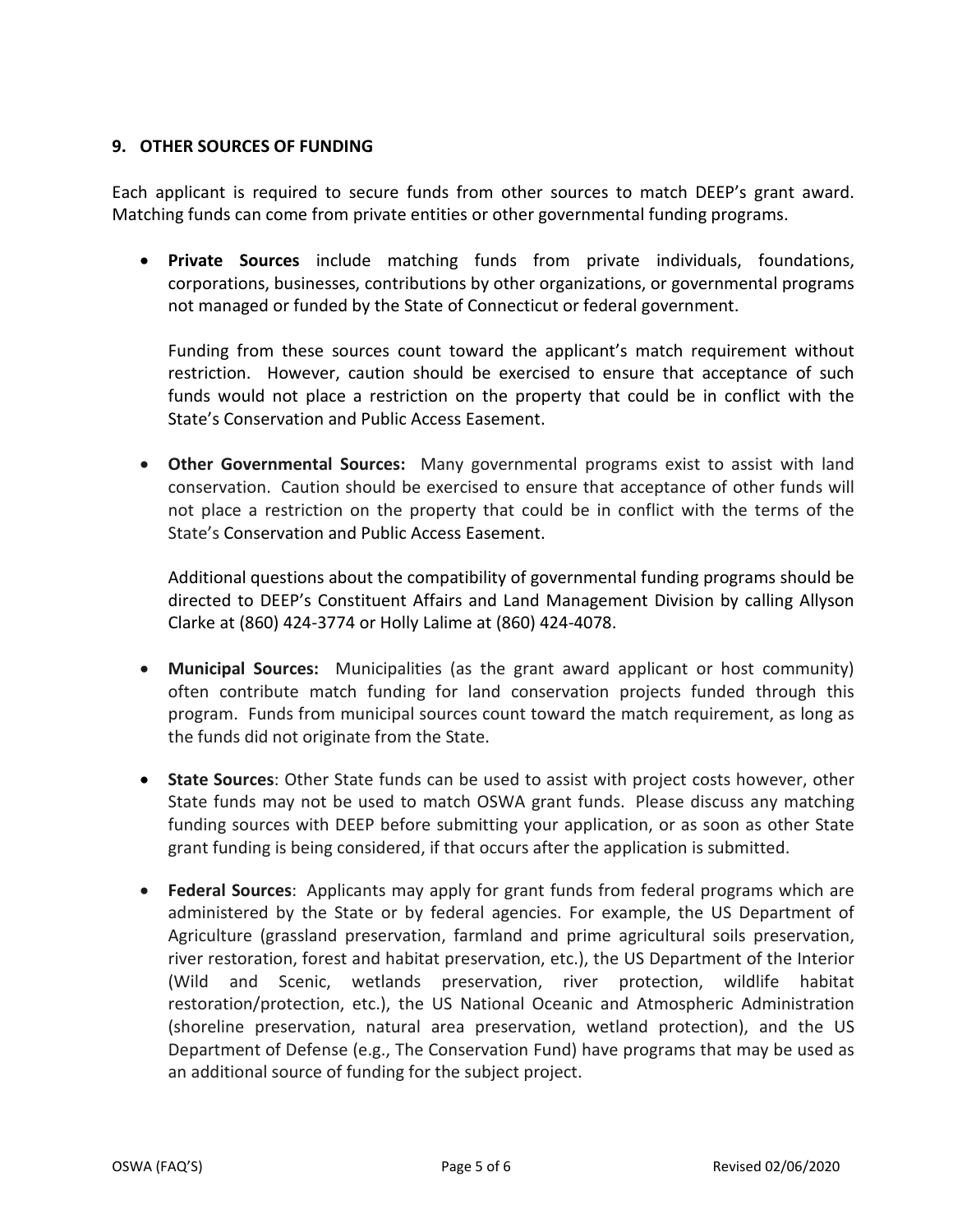## 9. OTHER SOURCES OF FUNDING

Each applicant is required to secure funds from other sources to match DEEP's grant award. Matching funds can come from private entities or other governmental funding programs.

- **Private Sources** include matching funds from private individuals, foundations, corporations, businesses, contributions by other organizations, or governmental programs not managed or funded by the State of Connecticut or federal government.

  Funding from these sources count toward the applicant's match requirement without restriction. However, caution should be exercised to ensure that acceptance of such funds would not place a restriction on the property that could be in conflict with the State's Conservation and Public Access Easement.

- **Other Governmental Sources:** Many governmental programs exist to assist with land conservation. Caution should be exercised to ensure that acceptance of other funds will not place a restriction on the property that could be in conflict with the terms of the State's Conservation and Public Access Easement.

  Additional questions about the compatibility of governmental funding programs should be directed to DEEP's Constituent Affairs and Land Management Division by calling Allyson Clarke at (860) 424-3774 or Holly Lalime at (860) 424-4078.

- **Municipal Sources:** Municipalities (as the grant award applicant or host community) often contribute match funding for land conservation projects funded through this program. Funds from municipal sources count toward the match requirement, as long as the funds did not originate from the State.

- **State Sources**: Other State funds can be used to assist with project costs however, other State funds may not be used to match OSWA grant funds. Please discuss any matching funding sources with DEEP before submitting your application, or as soon as other State grant funding is being considered, if that occurs after the application is submitted.

- **Federal Sources**: Applicants may apply for grant funds from federal programs which are administered by the State or by federal agencies. For example, the US Department of Agriculture (grassland preservation, farmland and prime agricultural soils preservation, river restoration, forest and habitat preservation, etc.), the US Department of the Interior (Wild and Scenic, wetlands preservation, river protection, wildlife habitat restoration/protection, etc.), the US National Oceanic and Atmospheric Administration (shoreline preservation, natural area preservation, wetland protection), and the US Department of Defense (e.g., The Conservation Fund) have programs that may be used as an additional source of funding for the subject project.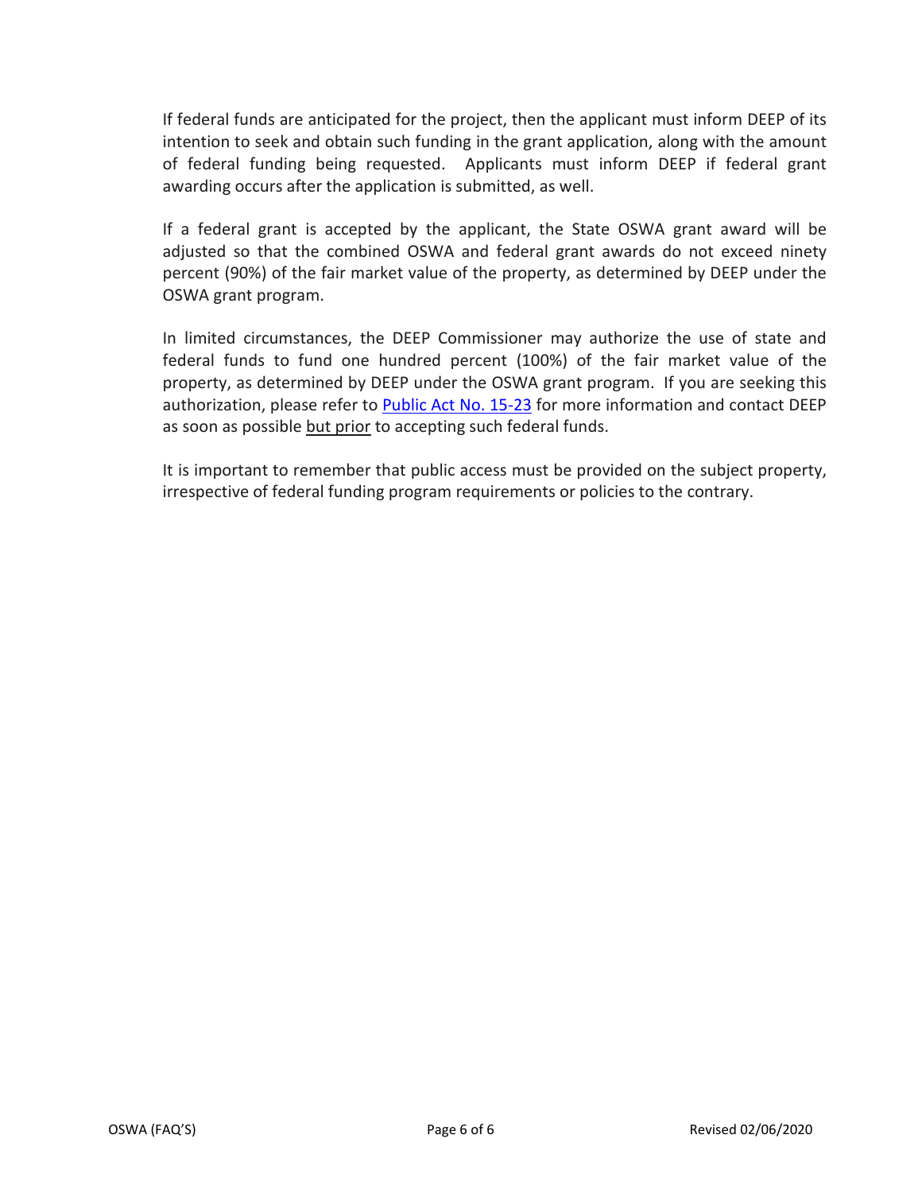If federal funds are anticipated for the project, then the applicant must inform DEEP of its intention to seek and obtain such funding in the grant application, along with the amount of federal funding being requested. Applicants must inform DEEP if federal grant awarding occurs after the application is submitted, as well.

If a federal grant is accepted by the applicant, the State OSWA grant award will be adjusted so that the combined OSWA and federal grant awards do not exceed ninety percent (90%) of the fair market value of the property, as determined by DEEP under the OSWA grant program.

In limited circumstances, the DEEP Commissioner may authorize the use of state and federal funds to fund one hundred percent (100%) of the fair market value of the property, as determined by DEEP under the OSWA grant program. If you are seeking this authorization, please refer to Public Act No. 15-23 for more information and contact DEEP as soon as possible but prior to accepting such federal funds.

It is important to remember that public access must be provided on the subject property, irrespective of federal funding program requirements or policies to the contrary.